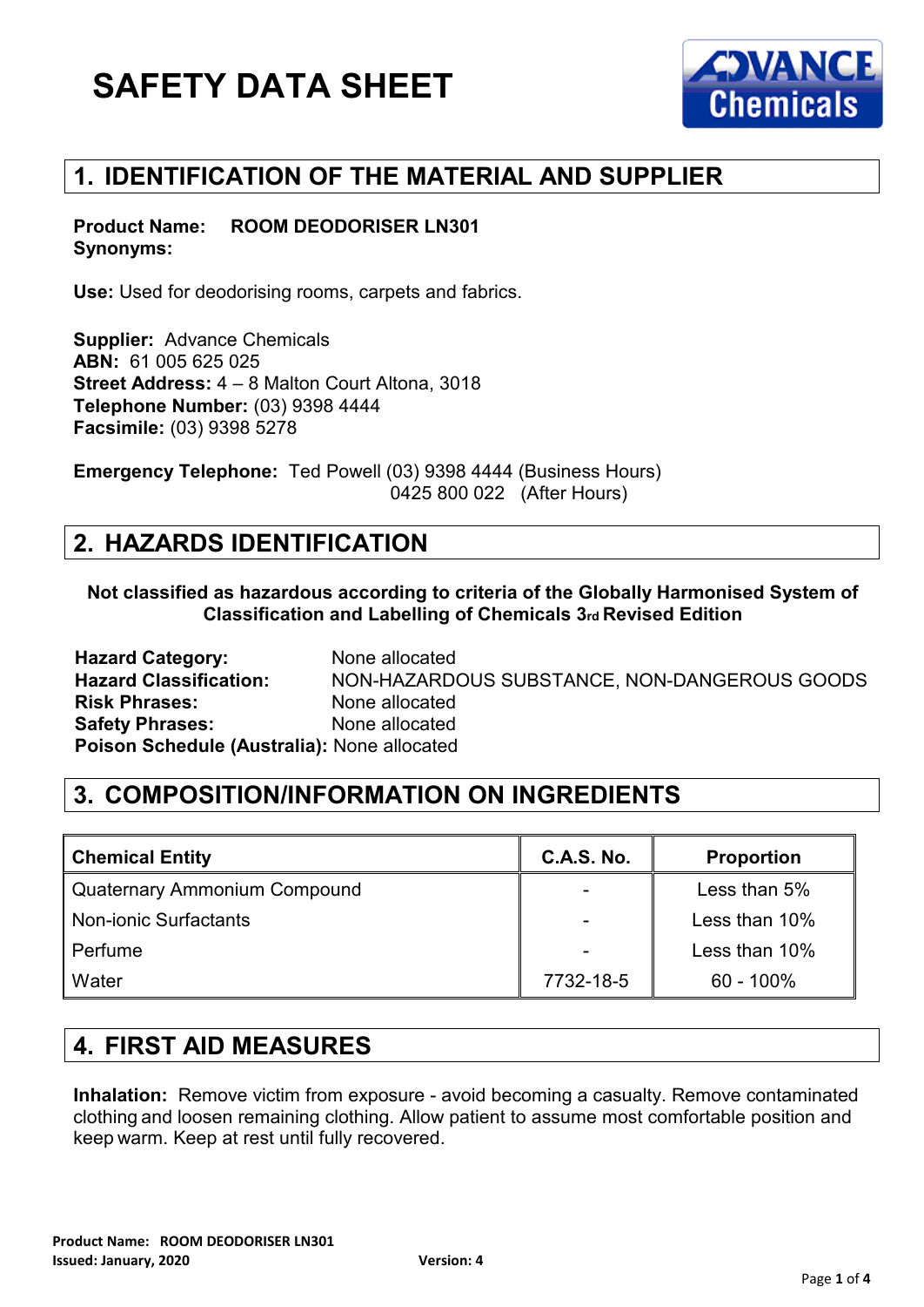# SAFETY DATA SHEET

## 1. IDENTIFICATION OF THE MATERIAL AND SUPPLIER

**Product Name:** ROOM DEODORISER LN301
**Synonyms:**

**Use:** Used for deodorising rooms, carpets and fabrics.

**Supplier:** Advance Chemicals
**ABN:** 61 005 625 025
**Street Address:** 4 – 8 Malton Court Altona, 3018
**Telephone Number:** (03) 9398 4444
**Facsimile:** (03) 9398 5278

**Emergency Telephone:** Ted Powell (03) 9398 4444 (Business Hours)
0425 800 022 (After Hours)

## 2. HAZARDS IDENTIFICATION

**Not classified as hazardous according to criteria of the Globally Harmonised System of Classification and Labelling of Chemicals 3rd Revised Edition**

**Hazard Category:** None allocated
**Hazard Classification:** NON-HAZARDOUS SUBSTANCE, NON-DANGEROUS GOODS
**Risk Phrases:** None allocated
**Safety Phrases:** None allocated
**Poison Schedule (Australia):** None allocated

## 3. COMPOSITION/INFORMATION ON INGREDIENTS

| Chemical Entity | C.A.S. No. | Proportion |
|---|---|---|
| Quaternary Ammonium Compound | - | Less than 5% |
| Non-ionic Surfactants | - | Less than 10% |
| Perfume | - | Less than 10% |
| Water | 7732-18-5 | 60 - 100% |

## 4. FIRST AID MEASURES

**Inhalation:** Remove victim from exposure - avoid becoming a casualty. Remove contaminated clothing and loosen remaining clothing. Allow patient to assume most comfortable position and keep warm. Keep at rest until fully recovered.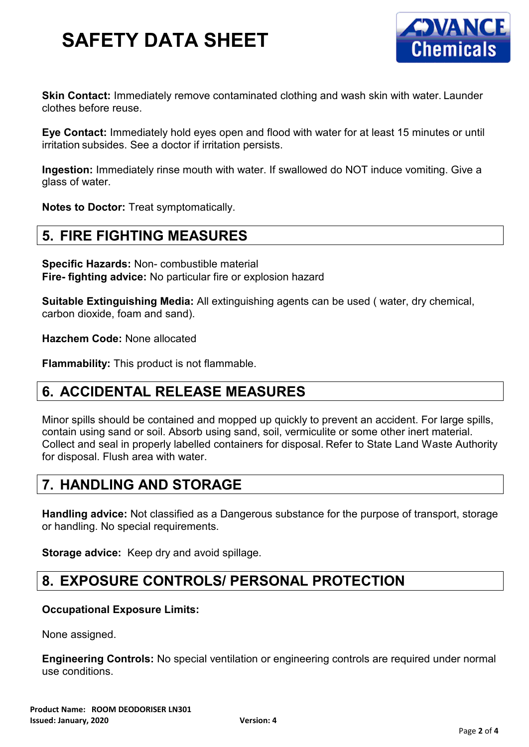**Skin Contact:** Immediately remove contaminated clothing and wash skin with water. Launder clothes before reuse.

**Eye Contact:** Immediately hold eyes open and flood with water for at least 15 minutes or until irritation subsides. See a doctor if irritation persists.

**Ingestion:** Immediately rinse mouth with water. If swallowed do NOT induce vomiting. Give a glass of water.

**Notes to Doctor:** Treat symptomatically.

## 5. FIRE FIGHTING MEASURES

**Specific Hazards:** Non- combustible material
**Fire- fighting advice:** No particular fire or explosion hazard

**Suitable Extinguishing Media:** All extinguishing agents can be used ( water, dry chemical, carbon dioxide, foam and sand).

**Hazchem Code:** None allocated

**Flammability:** This product is not flammable.

## 6. ACCIDENTAL RELEASE MEASURES

Minor spills should be contained and mopped up quickly to prevent an accident. For large spills, contain using sand or soil. Absorb using sand, soil, vermiculite or some other inert material. Collect and seal in properly labelled containers for disposal. Refer to State Land Waste Authority for disposal. Flush area with water.

## 7. HANDLING AND STORAGE

**Handling advice:** Not classified as a Dangerous substance for the purpose of transport, storage or handling. No special requirements.

**Storage advice:** Keep dry and avoid spillage.

## 8. EXPOSURE CONTROLS/ PERSONAL PROTECTION

**Occupational Exposure Limits:**

None assigned.

**Engineering Controls:** No special ventilation or engineering controls are required under normal use conditions.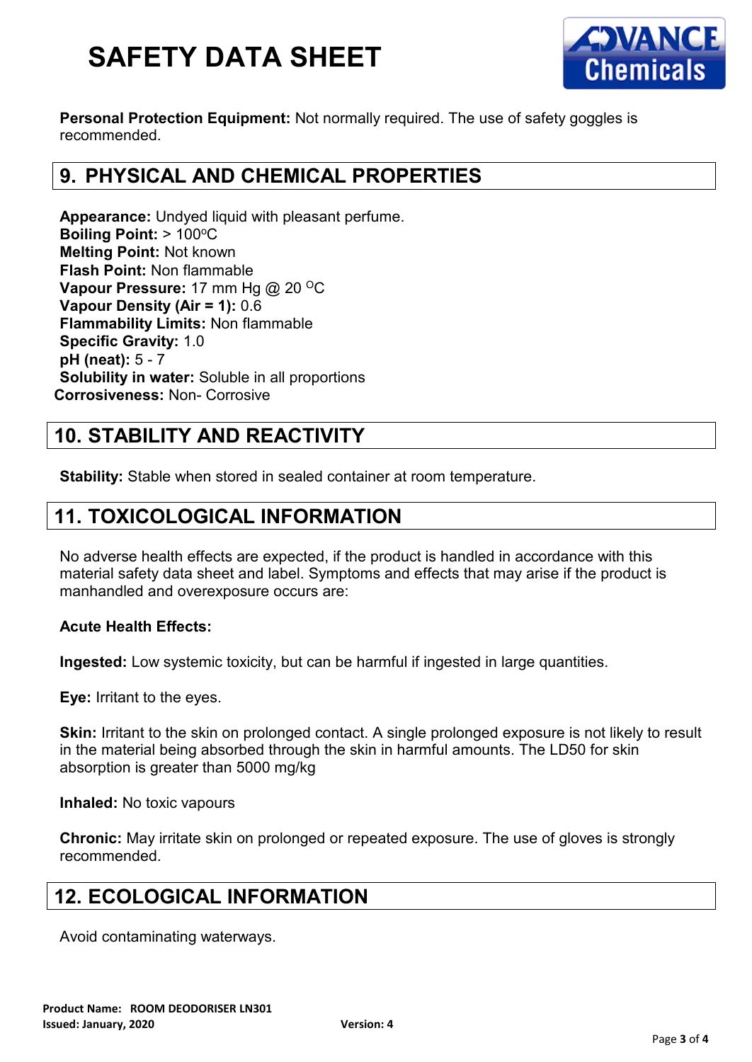**Personal Protection Equipment:** Not normally required. The use of safety goggles is recommended.

## 9. PHYSICAL AND CHEMICAL PROPERTIES

**Appearance:** Undyed liquid with pleasant perfume.
**Boiling Point:** > 100$^{o}$C
**Melting Point:** Not known
**Flash Point:** Non flammable
**Vapour Pressure:** 17 mm Hg @ 20 $^{O}$C
**Vapour Density (Air = 1):** 0.6
**Flammability Limits:** Non flammable
**Specific Gravity:** 1.0
**pH (neat):** 5 - 7
**Solubility in water:** Soluble in all proportions
**Corrosiveness:** Non- Corrosive

## 10. STABILITY AND REACTIVITY

**Stability:** Stable when stored in sealed container at room temperature.

## 11. TOXICOLOGICAL INFORMATION

No adverse health effects are expected, if the product is handled in accordance with this material safety data sheet and label. Symptoms and effects that may arise if the product is manhandled and overexposure occurs are:

**Acute Health Effects:**

**Ingested:** Low systemic toxicity, but can be harmful if ingested in large quantities.

**Eye:** Irritant to the eyes.

**Skin:** Irritant to the skin on prolonged contact. A single prolonged exposure is not likely to result in the material being absorbed through the skin in harmful amounts. The LD50 for skin absorption is greater than 5000 mg/kg

**Inhaled:** No toxic vapours

**Chronic:** May irritate skin on prolonged or repeated exposure. The use of gloves is strongly recommended.

## 12. ECOLOGICAL INFORMATION

Avoid contaminating waterways.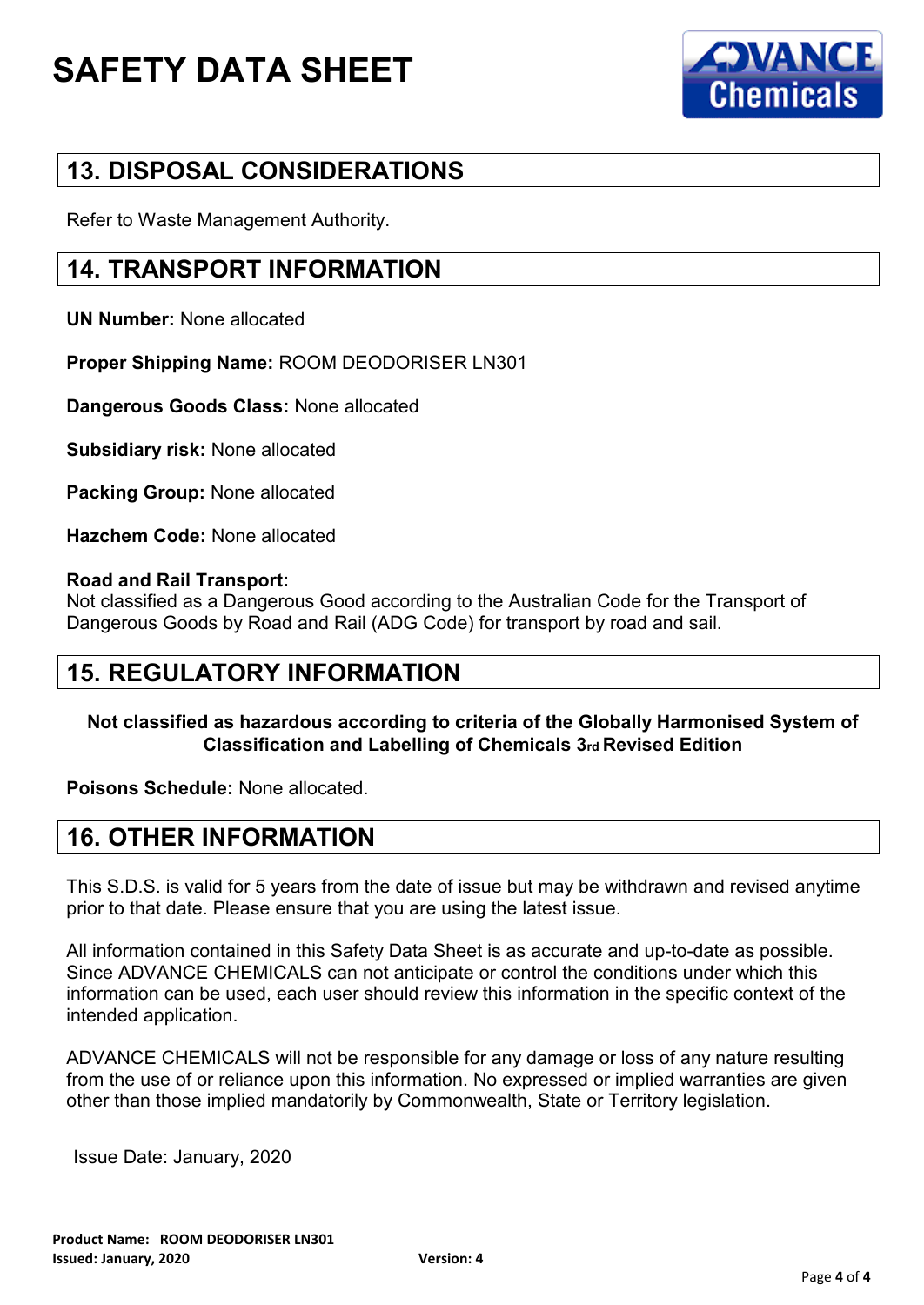## 13. DISPOSAL CONSIDERATIONS

Refer to Waste Management Authority.

## 14. TRANSPORT INFORMATION

**UN Number:** None allocated

**Proper Shipping Name:** ROOM DEODORISER LN301

**Dangerous Goods Class:** None allocated

**Subsidiary risk:** None allocated

**Packing Group:** None allocated

**Hazchem Code:** None allocated

**Road and Rail Transport:**
Not classified as a Dangerous Good according to the Australian Code for the Transport of Dangerous Goods by Road and Rail (ADG Code) for transport by road and sail.

## 15. REGULATORY INFORMATION

**Not classified as hazardous according to criteria of the Globally Harmonised System of Classification and Labelling of Chemicals 3rd Revised Edition**

**Poisons Schedule:** None allocated.

## 16. OTHER INFORMATION

This S.D.S. is valid for 5 years from the date of issue but may be withdrawn and revised anytime prior to that date. Please ensure that you are using the latest issue.

All information contained in this Safety Data Sheet is as accurate and up-to-date as possible. Since ADVANCE CHEMICALS can not anticipate or control the conditions under which this information can be used, each user should review this information in the specific context of the intended application.

ADVANCE CHEMICALS will not be responsible for any damage or loss of any nature resulting from the use of or reliance upon this information. No expressed or implied warranties are given other than those implied mandatorily by Commonwealth, State or Territory legislation.

Issue Date: January, 2020